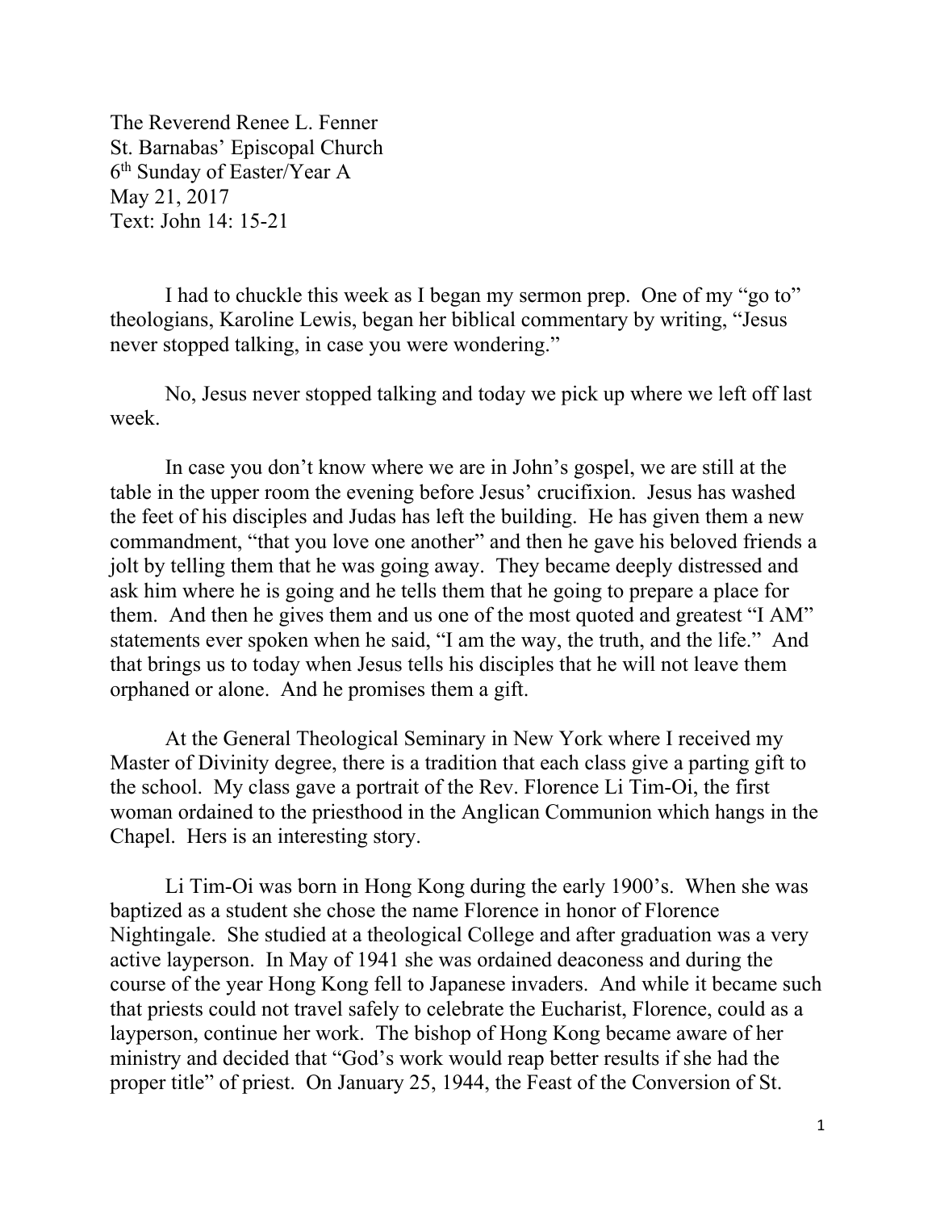The Reverend Renee L. Fenner
St. Barnabas' Episcopal Church
6th Sunday of Easter/Year A
May 21, 2017
Text: John 14: 15-21

I had to chuckle this week as I began my sermon prep. One of my "go to" theologians, Karoline Lewis, began her biblical commentary by writing, "Jesus never stopped talking, in case you were wondering."

No, Jesus never stopped talking and today we pick up where we left off last week.

In case you don't know where we are in John's gospel, we are still at the table in the upper room the evening before Jesus' crucifixion. Jesus has washed the feet of his disciples and Judas has left the building. He has given them a new commandment, "that you love one another" and then he gave his beloved friends a jolt by telling them that he was going away. They became deeply distressed and ask him where he is going and he tells them that he going to prepare a place for them. And then he gives them and us one of the most quoted and greatest "I AM" statements ever spoken when he said, "I am the way, the truth, and the life." And that brings us to today when Jesus tells his disciples that he will not leave them orphaned or alone. And he promises them a gift.

At the General Theological Seminary in New York where I received my Master of Divinity degree, there is a tradition that each class give a parting gift to the school. My class gave a portrait of the Rev. Florence Li Tim-Oi, the first woman ordained to the priesthood in the Anglican Communion which hangs in the Chapel. Hers is an interesting story.

Li Tim-Oi was born in Hong Kong during the early 1900's. When she was baptized as a student she chose the name Florence in honor of Florence Nightingale. She studied at a theological College and after graduation was a very active layperson. In May of 1941 she was ordained deaconess and during the course of the year Hong Kong fell to Japanese invaders. And while it became such that priests could not travel safely to celebrate the Eucharist, Florence, could as a layperson, continue her work. The bishop of Hong Kong became aware of her ministry and decided that "God's work would reap better results if she had the proper title" of priest. On January 25, 1944, the Feast of the Conversion of St.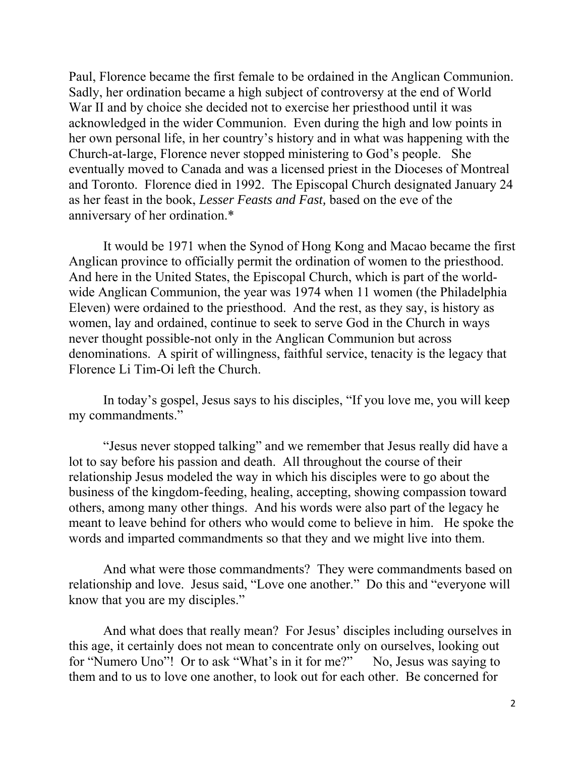Paul, Florence became the first female to be ordained in the Anglican Communion. Sadly, her ordination became a high subject of controversy at the end of World War II and by choice she decided not to exercise her priesthood until it was acknowledged in the wider Communion. Even during the high and low points in her own personal life, in her country's history and in what was happening with the Church-at-large, Florence never stopped ministering to God's people. She eventually moved to Canada and was a licensed priest in the Dioceses of Montreal and Toronto. Florence died in 1992. The Episcopal Church designated January 24 as her feast in the book, *Lesser Feasts and Fast,* based on the eve of the anniversary of her ordination.*

It would be 1971 when the Synod of Hong Kong and Macao became the first Anglican province to officially permit the ordination of women to the priesthood. And here in the United States, the Episcopal Church, which is part of the world-wide Anglican Communion, the year was 1974 when 11 women (the Philadelphia Eleven) were ordained to the priesthood. And the rest, as they say, is history as women, lay and ordained, continue to seek to serve God in the Church in ways never thought possible-not only in the Anglican Communion but across denominations. A spirit of willingness, faithful service, tenacity is the legacy that Florence Li Tim-Oi left the Church.

In today's gospel, Jesus says to his disciples, "If you love me, you will keep my commandments."

"Jesus never stopped talking" and we remember that Jesus really did have a lot to say before his passion and death. All throughout the course of their relationship Jesus modeled the way in which his disciples were to go about the business of the kingdom-feeding, healing, accepting, showing compassion toward others, among many other things. And his words were also part of the legacy he meant to leave behind for others who would come to believe in him. He spoke the words and imparted commandments so that they and we might live into them.

And what were those commandments? They were commandments based on relationship and love. Jesus said, "Love one another." Do this and "everyone will know that you are my disciples."

And what does that really mean? For Jesus' disciples including ourselves in this age, it certainly does not mean to concentrate only on ourselves, looking out for "Numero Uno"! Or to ask "What's in it for me?" No, Jesus was saying to them and to us to love one another, to look out for each other. Be concerned for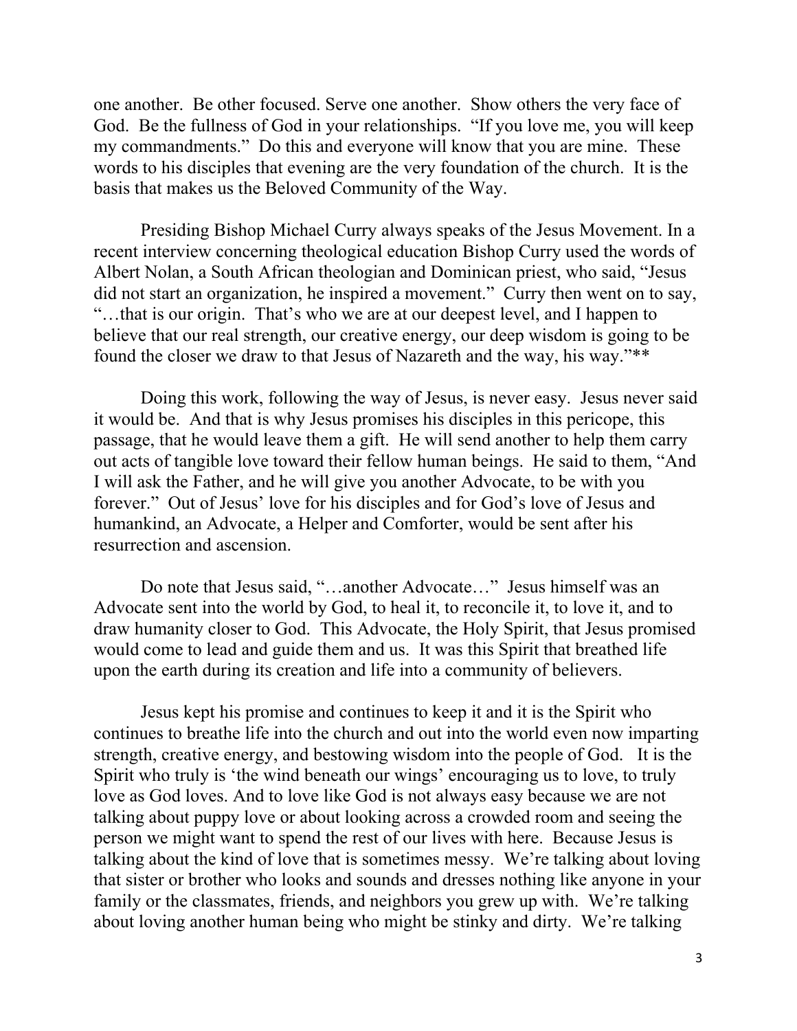one another. Be other focused. Serve one another. Show others the very face of God. Be the fullness of God in your relationships. "If you love me, you will keep my commandments." Do this and everyone will know that you are mine. These words to his disciples that evening are the very foundation of the church. It is the basis that makes us the Beloved Community of the Way.

Presiding Bishop Michael Curry always speaks of the Jesus Movement. In a recent interview concerning theological education Bishop Curry used the words of Albert Nolan, a South African theologian and Dominican priest, who said, "Jesus did not start an organization, he inspired a movement." Curry then went on to say, "…that is our origin. That's who we are at our deepest level, and I happen to believe that our real strength, our creative energy, our deep wisdom is going to be found the closer we draw to that Jesus of Nazareth and the way, his way."**

Doing this work, following the way of Jesus, is never easy. Jesus never said it would be. And that is why Jesus promises his disciples in this pericope, this passage, that he would leave them a gift. He will send another to help them carry out acts of tangible love toward their fellow human beings. He said to them, "And I will ask the Father, and he will give you another Advocate, to be with you forever." Out of Jesus' love for his disciples and for God's love of Jesus and humankind, an Advocate, a Helper and Comforter, would be sent after his resurrection and ascension.

Do note that Jesus said, "…another Advocate…" Jesus himself was an Advocate sent into the world by God, to heal it, to reconcile it, to love it, and to draw humanity closer to God. This Advocate, the Holy Spirit, that Jesus promised would come to lead and guide them and us. It was this Spirit that breathed life upon the earth during its creation and life into a community of believers.

Jesus kept his promise and continues to keep it and it is the Spirit who continues to breathe life into the church and out into the world even now imparting strength, creative energy, and bestowing wisdom into the people of God. It is the Spirit who truly is 'the wind beneath our wings' encouraging us to love, to truly love as God loves. And to love like God is not always easy because we are not talking about puppy love or about looking across a crowded room and seeing the person we might want to spend the rest of our lives with here. Because Jesus is talking about the kind of love that is sometimes messy. We're talking about loving that sister or brother who looks and sounds and dresses nothing like anyone in your family or the classmates, friends, and neighbors you grew up with. We're talking about loving another human being who might be stinky and dirty. We're talking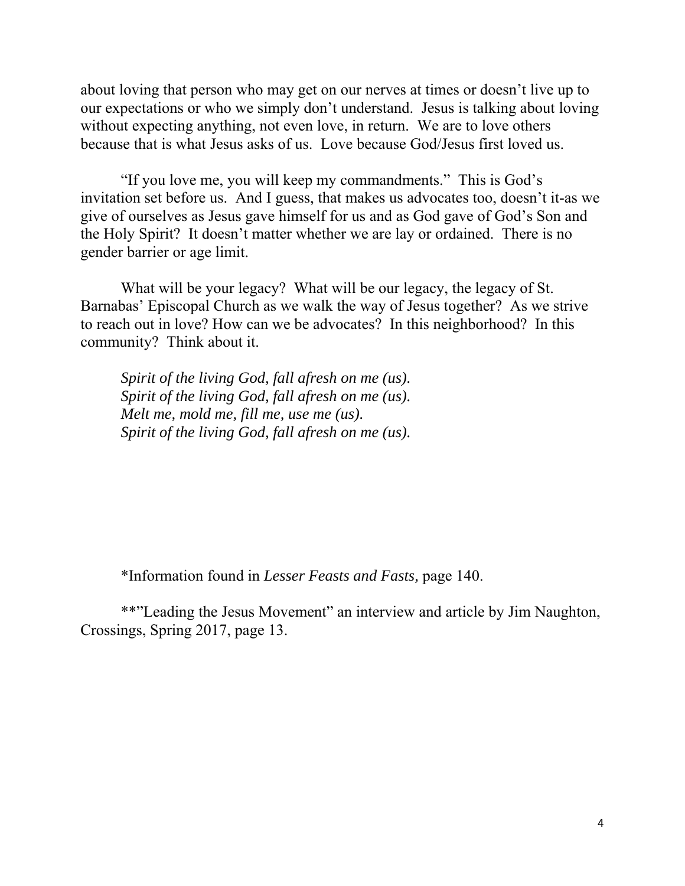about loving that person who may get on our nerves at times or doesn't live up to our expectations or who we simply don't understand. Jesus is talking about loving without expecting anything, not even love, in return. We are to love others because that is what Jesus asks of us. Love because God/Jesus first loved us.

"If you love me, you will keep my commandments." This is God's invitation set before us. And I guess, that makes us advocates too, doesn't it-as we give of ourselves as Jesus gave himself for us and as God gave of God's Son and the Holy Spirit? It doesn't matter whether we are lay or ordained. There is no gender barrier or age limit.

What will be your legacy? What will be our legacy, the legacy of St. Barnabas' Episcopal Church as we walk the way of Jesus together? As we strive to reach out in love? How can we be advocates? In this neighborhood? In this community? Think about it.

*Spirit of the living God, fall afresh on me (us).*
*Spirit of the living God, fall afresh on me (us).*
*Melt me, mold me, fill me, use me (us).*
*Spirit of the living God, fall afresh on me (us).*

*Information found in *Lesser Feasts and Fasts,* page 140.

**"Leading the Jesus Movement" an interview and article by Jim Naughton, Crossings, Spring 2017, page 13.